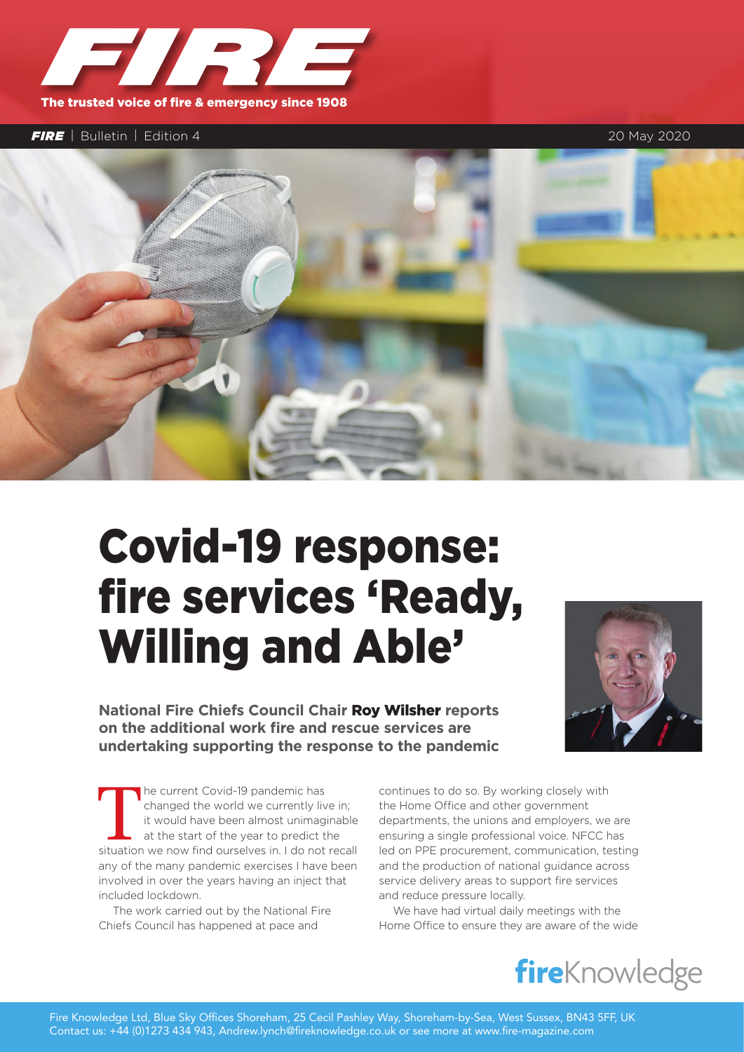# FIRE

The trusted voice of fire & emergency since 1908

**FIRE** | Bulletin | Edition 4 — 20 May 2020

# Covid-19 response: fire services 'Ready, Willing and Able'

**National Fire Chiefs Council Chair Roy Wilsher reports on the additional work fire and rescue services are undertaking supporting the response to the pandemic**

The current Covid-19 pandemic has changed the world we currently live in; it would have been almost unimaginable at the start of the year to predict the situation we now find ourselves in. I do not recall any of the many pandemic exercises I have been involved in over the years having an inject that included lockdown.

The work carried out by the National Fire Chiefs Council has happened at pace and continues to do so. By working closely with the Home Office and other government departments, the unions and employers, we are ensuring a single professional voice. NFCC has led on PPE procurement, communication, testing and the production of national guidance across service delivery areas to support fire services and reduce pressure locally.

We have had virtual daily meetings with the Home Office to ensure they are aware of the wide

fireKnowledge

Fire Knowledge Ltd, Blue Sky Offices Shoreham, 25 Cecil Pashley Way, Shoreham-by-Sea, West Sussex, BN43 5FF, UK
Contact us: +44 (0)1273 434 943, Andrew.lynch@fireknowledge.co.uk or see more at www.fire-magazine.com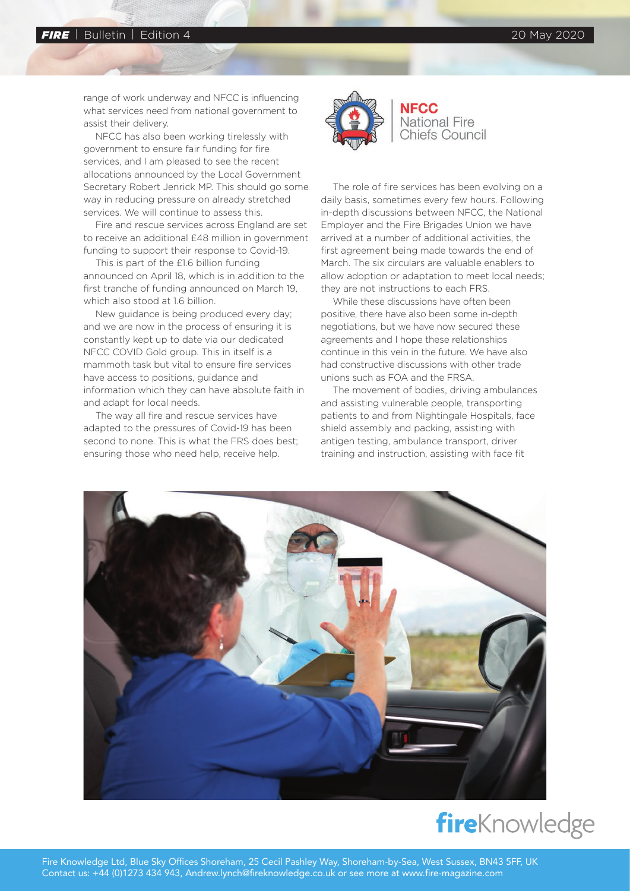range of work underway and NFCC is influencing what services need from national government to assist their delivery.

NFCC has also been working tirelessly with government to ensure fair funding for fire services, and I am pleased to see the recent allocations announced by the Local Government Secretary Robert Jenrick MP. This should go some way in reducing pressure on already stretched services. We will continue to assess this.

Fire and rescue services across England are set to receive an additional £48 million in government funding to support their response to Covid-19.

This is part of the £1.6 billion funding announced on April 18, which is in addition to the first tranche of funding announced on March 19, which also stood at 1.6 billion.

New guidance is being produced every day; and we are now in the process of ensuring it is constantly kept up to date via our dedicated NFCC COVID Gold group. This in itself is a mammoth task but vital to ensure fire services have access to positions, guidance and information which they can have absolute faith in and adapt for local needs.

The way all fire and rescue services have adapted to the pressures of Covid-19 has been second to none. This is what the FRS does best; ensuring those who need help, receive help.

The role of fire services has been evolving on a daily basis, sometimes every few hours. Following in-depth discussions between NFCC, the National Employer and the Fire Brigades Union we have arrived at a number of additional activities, the first agreement being made towards the end of March. The six circulars are valuable enablers to allow adoption or adaptation to meet local needs; they are not instructions to each FRS.

While these discussions have often been positive, there have also been some in-depth negotiations, but we have now secured these agreements and I hope these relationships continue in this vein in the future. We have also had constructive discussions with other trade unions such as FOA and the FRSA.

The movement of bodies, driving ambulances and assisting vulnerable people, transporting patients to and from Nightingale Hospitals, face shield assembly and packing, assisting with antigen testing, ambulance transport, driver training and instruction, assisting with face fit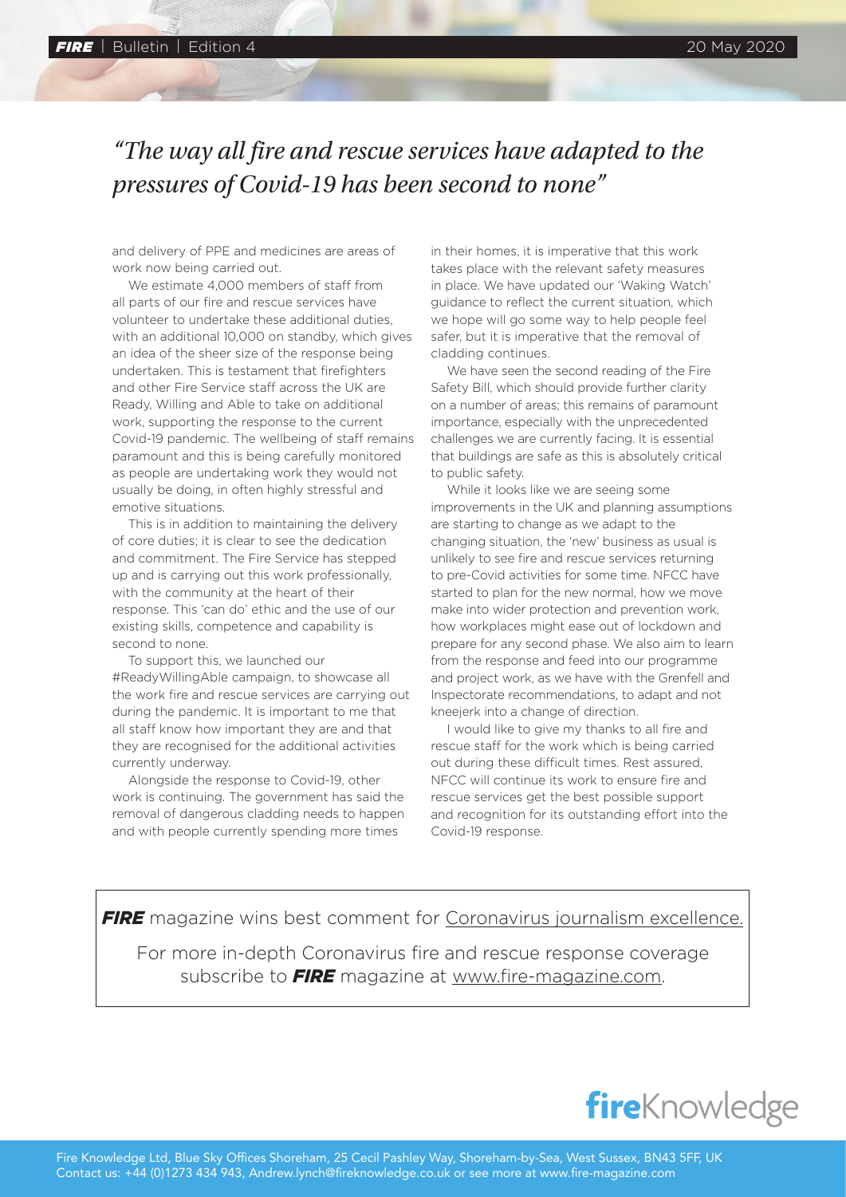*“The way all fire and rescue services have adapted to the pressures of Covid-19 has been second to none”*

and delivery of PPE and medicines are areas of work now being carried out.

We estimate 4,000 members of staff from all parts of our fire and rescue services have volunteer to undertake these additional duties, with an additional 10,000 on standby, which gives an idea of the sheer size of the response being undertaken. This is testament that firefighters and other Fire Service staff across the UK are Ready, Willing and Able to take on additional work, supporting the response to the current Covid-19 pandemic. The wellbeing of staff remains paramount and this is being carefully monitored as people are undertaking work they would not usually be doing, in often highly stressful and emotive situations.

This is in addition to maintaining the delivery of core duties; it is clear to see the dedication and commitment. The Fire Service has stepped up and is carrying out this work professionally, with the community at the heart of their response. This ‘can do’ ethic and the use of our existing skills, competence and capability is second to none.

To support this, we launched our #ReadyWillingAble campaign, to showcase all the work fire and rescue services are carrying out during the pandemic. It is important to me that all staff know how important they are and that they are recognised for the additional activities currently underway.

Alongside the response to Covid-19, other work is continuing. The government has said the removal of dangerous cladding needs to happen and with people currently spending more times in their homes, it is imperative that this work takes place with the relevant safety measures in place. We have updated our ‘Waking Watch’ guidance to reflect the current situation, which we hope will go some way to help people feel safer, but it is imperative that the removal of cladding continues.

We have seen the second reading of the Fire Safety Bill, which should provide further clarity on a number of areas; this remains of paramount importance, especially with the unprecedented challenges we are currently facing. It is essential that buildings are safe as this is absolutely critical to public safety.

While it looks like we are seeing some improvements in the UK and planning assumptions are starting to change as we adapt to the changing situation, the ‘new’ business as usual is unlikely to see fire and rescue services returning to pre-Covid activities for some time. NFCC have started to plan for the new normal, how we move make into wider protection and prevention work, how workplaces might ease out of lockdown and prepare for any second phase. We also aim to learn from the response and feed into our programme and project work, as we have with the Grenfell and Inspectorate recommendations, to adapt and not kneejerk into a change of direction.

I would like to give my thanks to all fire and rescue staff for the work which is being carried out during these difficult times. Rest assured, NFCC will continue its work to ensure fire and rescue services get the best possible support and recognition for its outstanding effort into the Covid-19 response.

***FIRE*** magazine wins best comment for Coronavirus journalism excellence.

For more in-depth Coronavirus fire and rescue response coverage subscribe to ***FIRE*** magazine at www.fire-magazine.com.

fireKnowledge

Fire Knowledge Ltd, Blue Sky Offices Shoreham, 25 Cecil Pashley Way, Shoreham-by-Sea, West Sussex, BN43 5FF, UK
Contact us: +44 (0)1273 434 943, Andrew.lynch@fireknowledge.co.uk or see more at www.fire-magazine.com